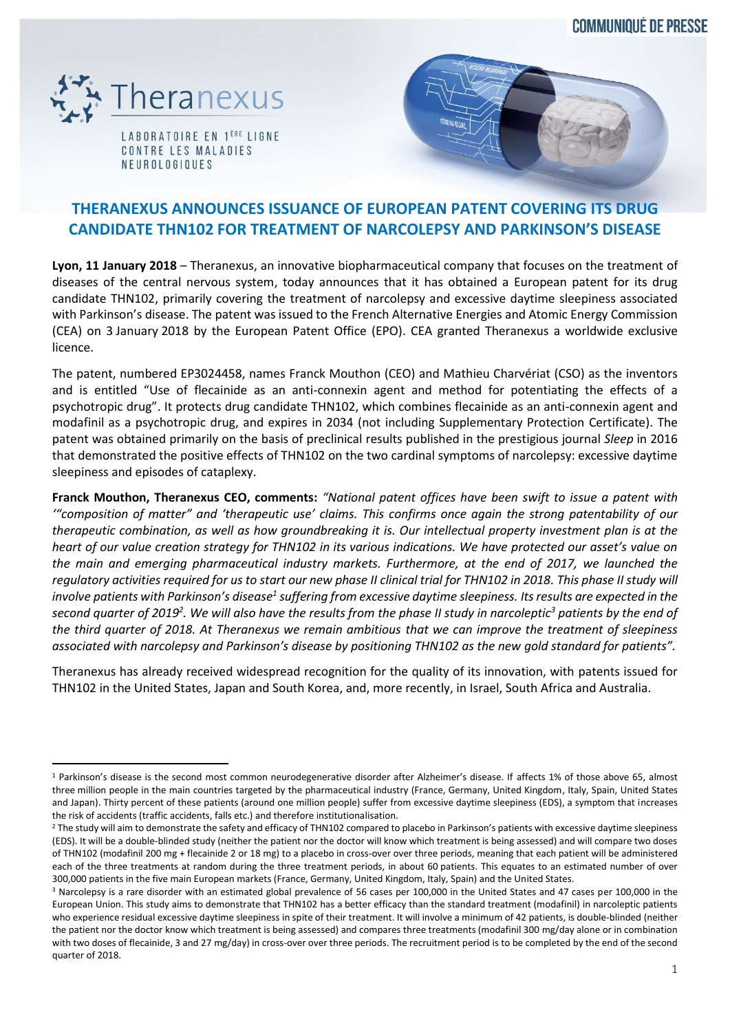COMMUNIQUÉ DE PRESSE

Theranexus

LABORATOIRE EN 1[ÈRE] LIGNE CONTRE LES MALADIES NEUROLOGIQUES

# THERANEXUS ANNOUNCES ISSUANCE OF EUROPEAN PATENT COVERING ITS DRUG CANDIDATE THN102 FOR TREATMENT OF NARCOLEPSY AND PARKINSON'S DISEASE

**Lyon, 11 January 2018** – Theranexus, an innovative biopharmaceutical company that focuses on the treatment of diseases of the central nervous system, today announces that it has obtained a European patent for its drug candidate THN102, primarily covering the treatment of narcolepsy and excessive daytime sleepiness associated with Parkinson's disease. The patent was issued to the French Alternative Energies and Atomic Energy Commission (CEA) on 3 January 2018 by the European Patent Office (EPO). CEA granted Theranexus a worldwide exclusive licence.

The patent, numbered EP3024458, names Franck Mouthon (CEO) and Mathieu Charvériat (CSO) as the inventors and is entitled "Use of flecainide as an anti-connexin agent and method for potentiating the effects of a psychotropic drug". It protects drug candidate THN102, which combines flecainide as an anti-connexin agent and modafinil as a psychotropic drug, and expires in 2034 (not including Supplementary Protection Certificate). The patent was obtained primarily on the basis of preclinical results published in the prestigious journal *Sleep* in 2016 that demonstrated the positive effects of THN102 on the two cardinal symptoms of narcolepsy: excessive daytime sleepiness and episodes of cataplexy.

**Franck Mouthon, Theranexus CEO, comments:** *"National patent offices have been swift to issue a patent with '"composition of matter" and 'therapeutic use' claims. This confirms once again the strong patentability of our therapeutic combination, as well as how groundbreaking it is. Our intellectual property investment plan is at the heart of our value creation strategy for THN102 in its various indications. We have protected our asset's value on the main and emerging pharmaceutical industry markets. Furthermore, at the end of 2017, we launched the regulatory activities required for us to start our new phase II clinical trial for THN102 in 2018. This phase II study will involve patients with Parkinson's disease[1] suffering from excessive daytime sleepiness. Its results are expected in the second quarter of 2019[2]. We will also have the results from the phase II study in narcoleptic[3] patients by the end of the third quarter of 2018. At Theranexus we remain ambitious that we can improve the treatment of sleepiness associated with narcolepsy and Parkinson's disease by positioning THN102 as the new gold standard for patients".*

Theranexus has already received widespread recognition for the quality of its innovation, with patents issued for THN102 in the United States, Japan and South Korea, and, more recently, in Israel, South Africa and Australia.

---

[1] Parkinson's disease is the second most common neurodegenerative disorder after Alzheimer's disease. If affects 1% of those above 65, almost three million people in the main countries targeted by the pharmaceutical industry (France, Germany, United Kingdom, Italy, Spain, United States and Japan). Thirty percent of these patients (around one million people) suffer from excessive daytime sleepiness (EDS), a symptom that increases the risk of accidents (traffic accidents, falls etc.) and therefore institutionalisation.

[2] The study will aim to demonstrate the safety and efficacy of THN102 compared to placebo in Parkinson's patients with excessive daytime sleepiness (EDS). It will be a double-blinded study (neither the patient nor the doctor will know which treatment is being assessed) and will compare two doses of THN102 (modafinil 200 mg + flecainide 2 or 18 mg) to a placebo in cross-over over three periods, meaning that each patient will be administered each of the three treatments at random during the three treatment periods, in about 60 patients. This equates to an estimated number of over 300,000 patients in the five main European markets (France, Germany, United Kingdom, Italy, Spain) and the United States.

[3] Narcolepsy is a rare disorder with an estimated global prevalence of 56 cases per 100,000 in the United States and 47 cases per 100,000 in the European Union. This study aims to demonstrate that THN102 has a better efficacy than the standard treatment (modafinil) in narcoleptic patients who experience residual excessive daytime sleepiness in spite of their treatment. It will involve a minimum of 42 patients, is double-blinded (neither the patient nor the doctor know which treatment is being assessed) and compares three treatments (modafinil 300 mg/day alone or in combination with two doses of flecainide, 3 and 27 mg/day) in cross-over over three periods. The recruitment period is to be completed by the end of the second quarter of 2018.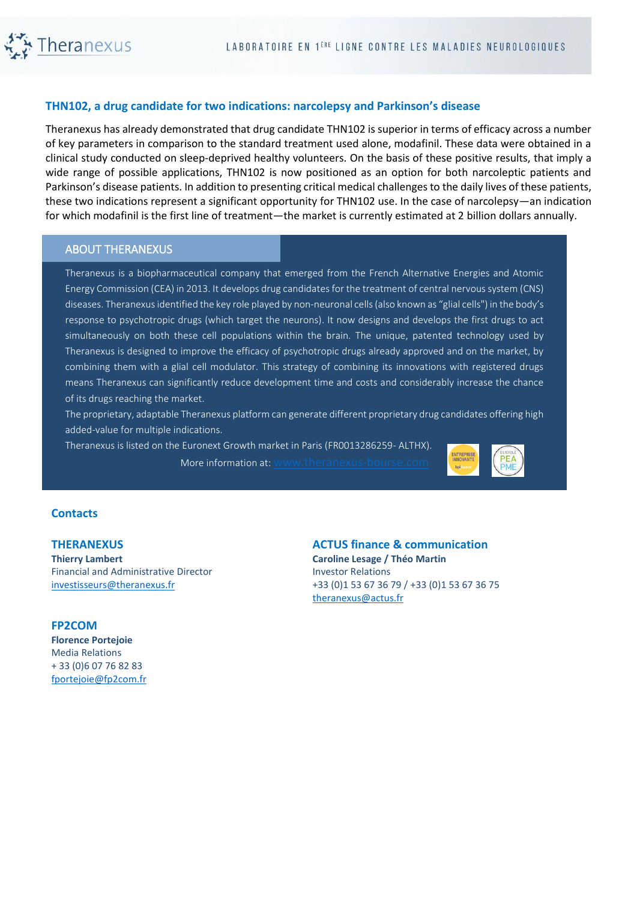## THN102, a drug candidate for two indications: narcolepsy and Parkinson's disease

Theranexus has already demonstrated that drug candidate THN102 is superior in terms of efficacy across a number of key parameters in comparison to the standard treatment used alone, modafinil. These data were obtained in a clinical study conducted on sleep-deprived healthy volunteers. On the basis of these positive results, that imply a wide range of possible applications, THN102 is now positioned as an option for both narcoleptic patients and Parkinson's disease patients. In addition to presenting critical medical challenges to the daily lives of these patients, these two indications represent a significant opportunity for THN102 use. In the case of narcolepsy—an indication for which modafinil is the first line of treatment—the market is currently estimated at 2 billion dollars annually.

## ABOUT THERANEXUS

Theranexus is a biopharmaceutical company that emerged from the French Alternative Energies and Atomic Energy Commission (CEA) in 2013. It develops drug candidates for the treatment of central nervous system (CNS) diseases. Theranexus identified the key role played by non-neuronal cells (also known as "glial cells") in the body's response to psychotropic drugs (which target the neurons). It now designs and develops the first drugs to act simultaneously on both these cell populations within the brain. The unique, patented technology used by Theranexus is designed to improve the efficacy of psychotropic drugs already approved and on the market, by combining them with a glial cell modulator. This strategy of combining its innovations with registered drugs means Theranexus can significantly reduce development time and costs and considerably increase the chance of its drugs reaching the market.

The proprietary, adaptable Theranexus platform can generate different proprietary drug candidates offering high added-value for multiple indications.

Theranexus is listed on the Euronext Growth market in Paris (FR0013286259- ALTHX).

More information at: www.theranexus-bourse.com

## Contacts

**THERANEXUS**
**Thierry Lambert**
Financial and Administrative Director
investisseurs@theranexus.fr

**ACTUS finance & communication**
**Caroline Lesage / Théo Martin**
Investor Relations
+33 (0)1 53 67 36 79 / +33 (0)1 53 67 36 75
theranexus@actus.fr

**FP2COM**
**Florence Portejoie**
Media Relations
+ 33 (0)6 07 76 82 83
fportejoie@fp2com.fr